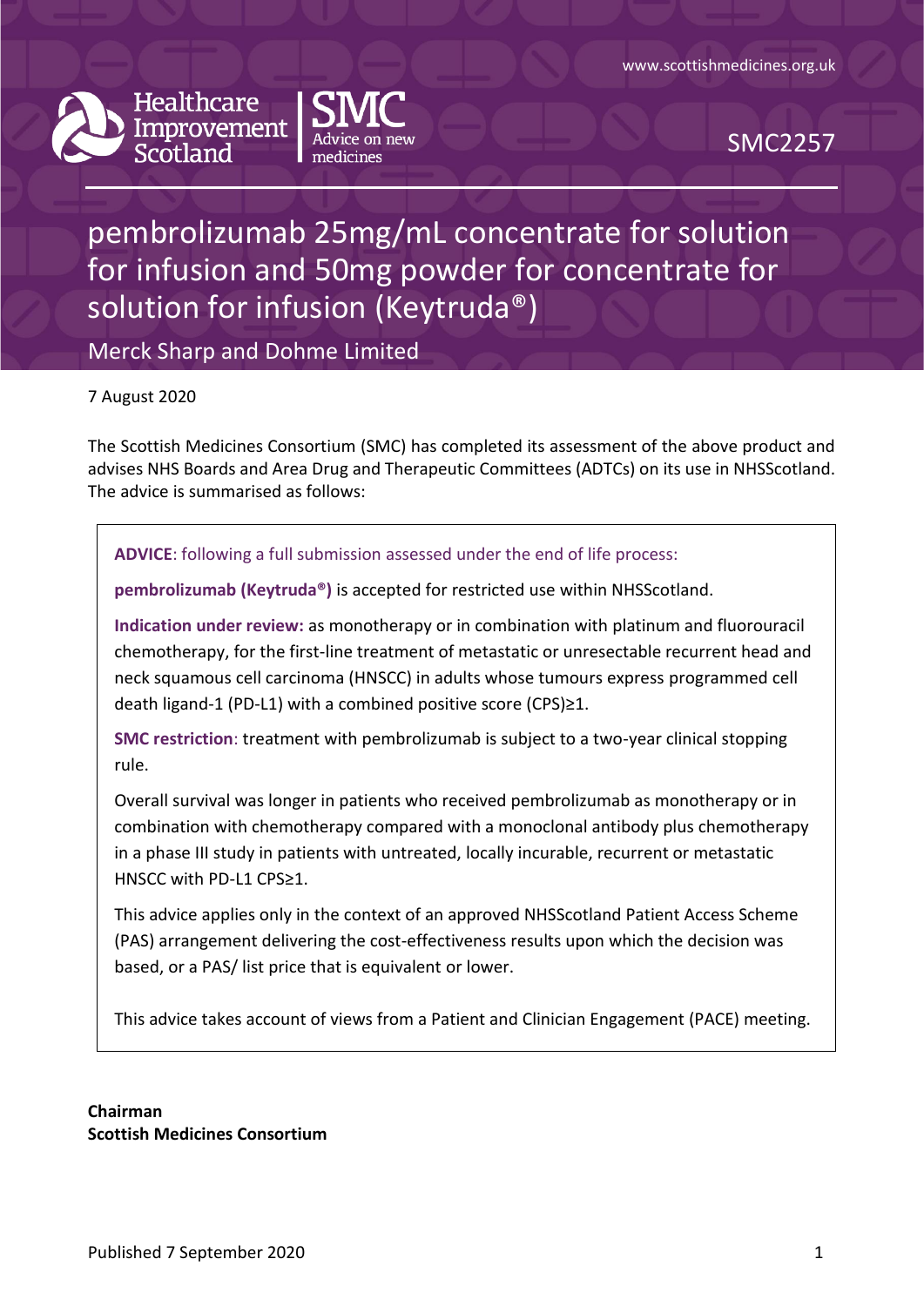www.scottishmedicines.org.uk

Healthcare Improvement Scotland | SMC Advice on new medicines

SMC2257

# pembrolizumab 25mg/mL concentrate for solution for infusion and 50mg powder for concentrate for solution for infusion (Keytruda®)

Merck Sharp and Dohme Limited

7 August 2020

The Scottish Medicines Consortium (SMC) has completed its assessment of the above product and advises NHS Boards and Area Drug and Therapeutic Committees (ADTCs) on its use in NHSScotland. The advice is summarised as follows:

**ADVICE**: following a full submission assessed under the end of life process:

**pembrolizumab (Keytruda®)** is accepted for restricted use within NHSScotland.

**Indication under review:** as monotherapy or in combination with platinum and fluorouracil chemotherapy, for the first-line treatment of metastatic or unresectable recurrent head and neck squamous cell carcinoma (HNSCC) in adults whose tumours express programmed cell death ligand-1 (PD-L1) with a combined positive score (CPS)≥1.

**SMC restriction**: treatment with pembrolizumab is subject to a two-year clinical stopping rule.

Overall survival was longer in patients who received pembrolizumab as monotherapy or in combination with chemotherapy compared with a monoclonal antibody plus chemotherapy in a phase III study in patients with untreated, locally incurable, recurrent or metastatic HNSCC with PD-L1 CPS≥1.

This advice applies only in the context of an approved NHSScotland Patient Access Scheme (PAS) arrangement delivering the cost-effectiveness results upon which the decision was based, or a PAS/ list price that is equivalent or lower.

This advice takes account of views from a Patient and Clinician Engagement (PACE) meeting.

**Chairman**
**Scottish Medicines Consortium**

Published 7 September 2020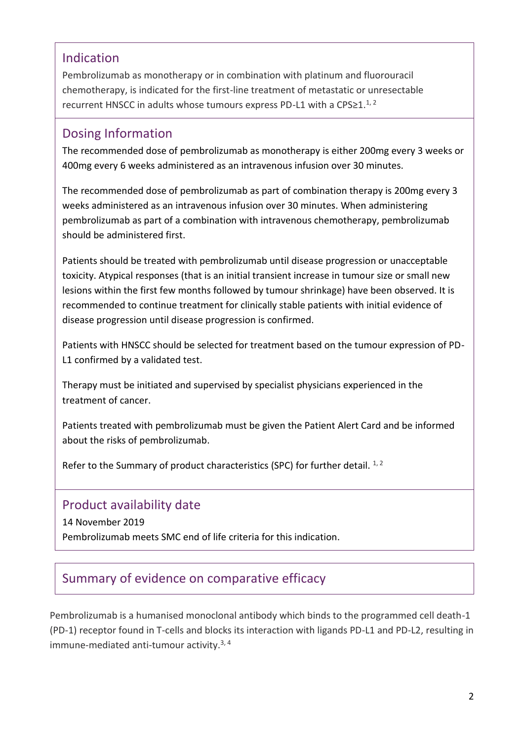## Indication

Pembrolizumab as monotherapy or in combination with platinum and fluorouracil chemotherapy, is indicated for the first-line treatment of metastatic or unresectable recurrent HNSCC in adults whose tumours express PD-L1 with a CPS≥1.[1, 2]

## Dosing Information

The recommended dose of pembrolizumab as monotherapy is either 200mg every 3 weeks or 400mg every 6 weeks administered as an intravenous infusion over 30 minutes.

The recommended dose of pembrolizumab as part of combination therapy is 200mg every 3 weeks administered as an intravenous infusion over 30 minutes. When administering pembrolizumab as part of a combination with intravenous chemotherapy, pembrolizumab should be administered first.

Patients should be treated with pembrolizumab until disease progression or unacceptable toxicity. Atypical responses (that is an initial transient increase in tumour size or small new lesions within the first few months followed by tumour shrinkage) have been observed. It is recommended to continue treatment for clinically stable patients with initial evidence of disease progression until disease progression is confirmed.

Patients with HNSCC should be selected for treatment based on the tumour expression of PD-L1 confirmed by a validated test.

Therapy must be initiated and supervised by specialist physicians experienced in the treatment of cancer.

Patients treated with pembrolizumab must be given the Patient Alert Card and be informed about the risks of pembrolizumab.

Refer to the Summary of product characteristics (SPC) for further detail. [1, 2]

## Product availability date

14 November 2019

Pembrolizumab meets SMC end of life criteria for this indication.

## Summary of evidence on comparative efficacy

Pembrolizumab is a humanised monoclonal antibody which binds to the programmed cell death-1 (PD-1) receptor found in T-cells and blocks its interaction with ligands PD-L1 and PD-L2, resulting in immune-mediated anti-tumour activity.[3, 4]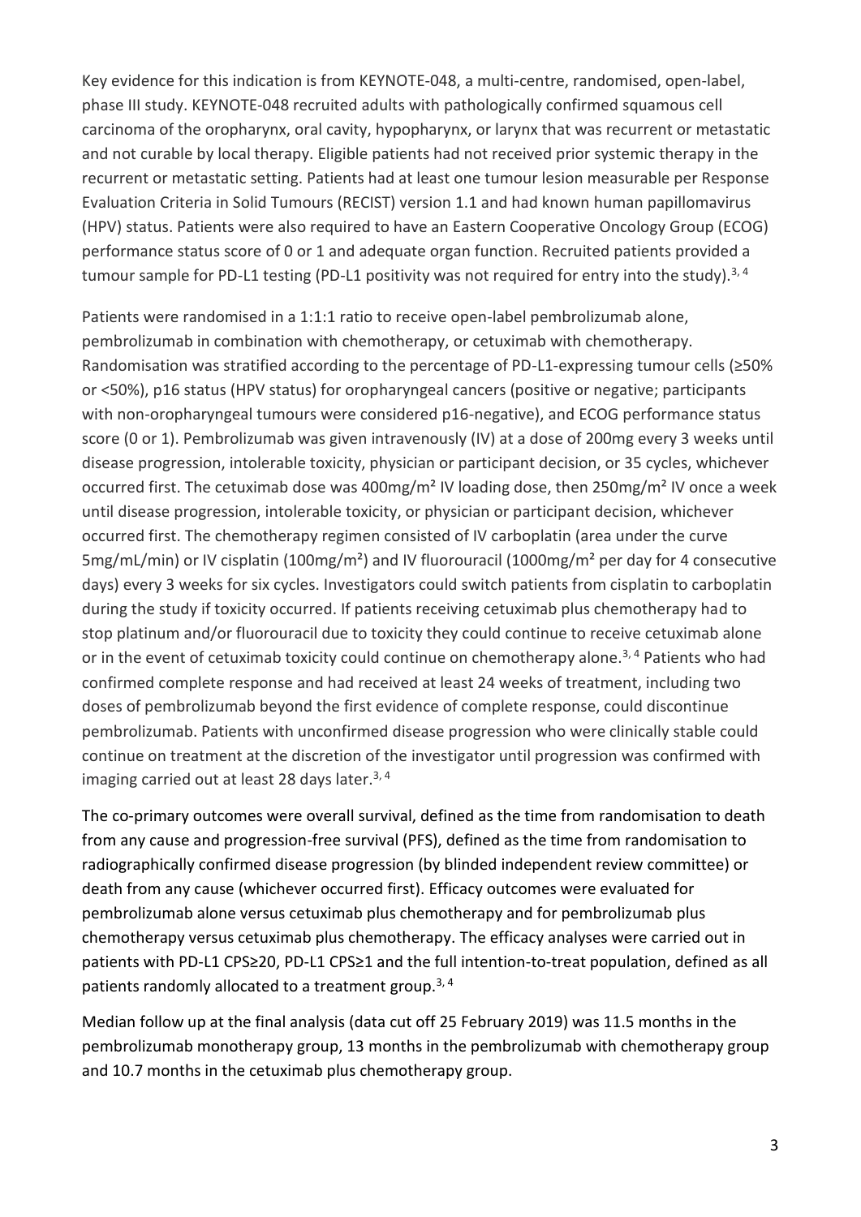Key evidence for this indication is from KEYNOTE-048, a multi-centre, randomised, open-label, phase III study. KEYNOTE-048 recruited adults with pathologically confirmed squamous cell carcinoma of the oropharynx, oral cavity, hypopharynx, or larynx that was recurrent or metastatic and not curable by local therapy. Eligible patients had not received prior systemic therapy in the recurrent or metastatic setting. Patients had at least one tumour lesion measurable per Response Evaluation Criteria in Solid Tumours (RECIST) version 1.1 and had known human papillomavirus (HPV) status. Patients were also required to have an Eastern Cooperative Oncology Group (ECOG) performance status score of 0 or 1 and adequate organ function. Recruited patients provided a tumour sample for PD-L1 testing (PD-L1 positivity was not required for entry into the study).[3, 4]

Patients were randomised in a 1:1:1 ratio to receive open-label pembrolizumab alone, pembrolizumab in combination with chemotherapy, or cetuximab with chemotherapy. Randomisation was stratified according to the percentage of PD-L1-expressing tumour cells (≥50% or <50%), p16 status (HPV status) for oropharyngeal cancers (positive or negative; participants with non-oropharyngeal tumours were considered p16-negative), and ECOG performance status score (0 or 1). Pembrolizumab was given intravenously (IV) at a dose of 200mg every 3 weeks until disease progression, intolerable toxicity, physician or participant decision, or 35 cycles, whichever occurred first. The cetuximab dose was 400mg/m² IV loading dose, then 250mg/m² IV once a week until disease progression, intolerable toxicity, or physician or participant decision, whichever occurred first. The chemotherapy regimen consisted of IV carboplatin (area under the curve 5mg/mL/min) or IV cisplatin (100mg/m²) and IV fluorouracil (1000mg/m² per day for 4 consecutive days) every 3 weeks for six cycles. Investigators could switch patients from cisplatin to carboplatin during the study if toxicity occurred. If patients receiving cetuximab plus chemotherapy had to stop platinum and/or fluorouracil due to toxicity they could continue to receive cetuximab alone or in the event of cetuximab toxicity could continue on chemotherapy alone.[3, 4] Patients who had confirmed complete response and had received at least 24 weeks of treatment, including two doses of pembrolizumab beyond the first evidence of complete response, could discontinue pembrolizumab. Patients with unconfirmed disease progression who were clinically stable could continue on treatment at the discretion of the investigator until progression was confirmed with imaging carried out at least 28 days later.[3, 4]

The co-primary outcomes were overall survival, defined as the time from randomisation to death from any cause and progression-free survival (PFS), defined as the time from randomisation to radiographically confirmed disease progression (by blinded independent review committee) or death from any cause (whichever occurred first). Efficacy outcomes were evaluated for pembrolizumab alone versus cetuximab plus chemotherapy and for pembrolizumab plus chemotherapy versus cetuximab plus chemotherapy. The efficacy analyses were carried out in patients with PD-L1 CPS≥20, PD-L1 CPS≥1 and the full intention-to-treat population, defined as all patients randomly allocated to a treatment group.[3, 4]

Median follow up at the final analysis (data cut off 25 February 2019) was 11.5 months in the pembrolizumab monotherapy group, 13 months in the pembrolizumab with chemotherapy group and 10.7 months in the cetuximab plus chemotherapy group.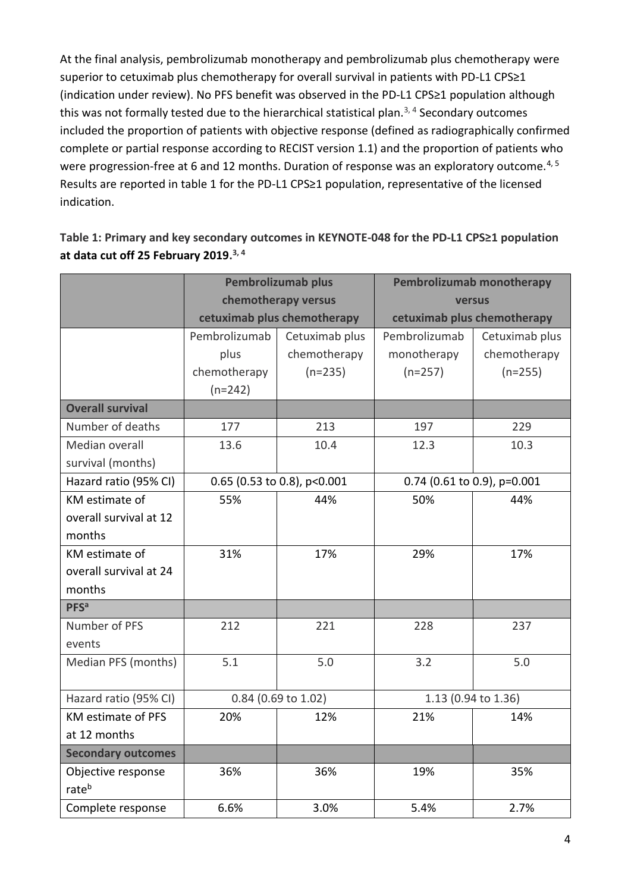At the final analysis, pembrolizumab monotherapy and pembrolizumab plus chemotherapy were superior to cetuximab plus chemotherapy for overall survival in patients with PD-L1 CPS≥1 (indication under review). No PFS benefit was observed in the PD-L1 CPS≥1 population although this was not formally tested due to the hierarchical statistical plan.[3, 4] Secondary outcomes included the proportion of patients with objective response (defined as radiographically confirmed complete or partial response according to RECIST version 1.1) and the proportion of patients who were progression-free at 6 and 12 months. Duration of response was an exploratory outcome.[4, 5] Results are reported in table 1 for the PD-L1 CPS≥1 population, representative of the licensed indication.

**Table 1: Primary and key secondary outcomes in KEYNOTE-048 for the PD-L1 CPS≥1 population at data cut off 25 February 2019.[3, 4]**

| | **Pembrolizumab plus chemotherapy versus cetuximab plus chemotherapy** | | **Pembrolizumab monotherapy versus cetuximab plus chemotherapy** | |
|---|---|---|---|---|
| | Pembrolizumab plus chemotherapy (n=242) | Cetuximab plus chemotherapy (n=235) | Pembrolizumab monotherapy (n=257) | Cetuximab plus chemotherapy (n=255) |
| **Overall survival** | | | | |
| Number of deaths | 177 | 213 | 197 | 229 |
| Median overall survival (months) | 13.6 | 10.4 | 12.3 | 10.3 |
| Hazard ratio (95% CI) | 0.65 (0.53 to 0.8), p<0.001 | | 0.74 (0.61 to 0.9), p=0.001 | |
| KM estimate of overall survival at 12 months | 55% | 44% | 50% | 44% |
| KM estimate of overall survival at 24 months | 31% | 17% | 29% | 17% |
| **PFS[a]** | | | | |
| Number of PFS events | 212 | 221 | 228 | 237 |
| Median PFS (months) | 5.1 | 5.0 | 3.2 | 5.0 |
| Hazard ratio (95% CI) | 0.84 (0.69 to 1.02) | | 1.13 (0.94 to 1.36) | |
| KM estimate of PFS at 12 months | 20% | 12% | 21% | 14% |
| **Secondary outcomes** | | | | |
| Objective response rate[b] | 36% | 36% | 19% | 35% |
| Complete response | 6.6% | 3.0% | 5.4% | 2.7% |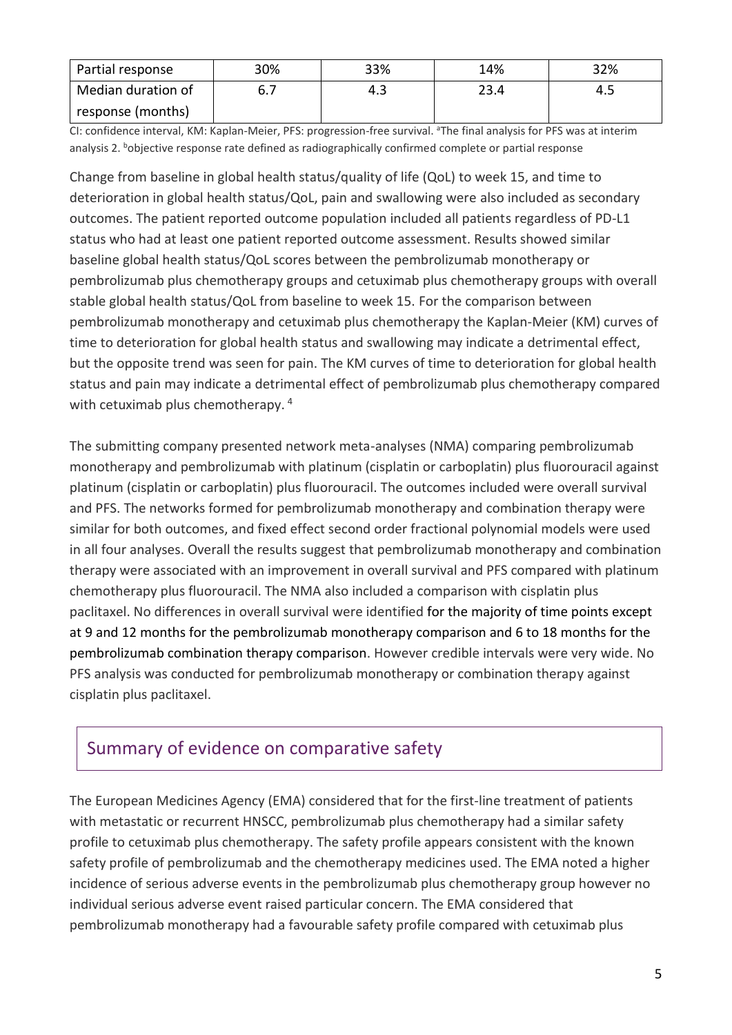| Partial response | 30% | 33% | 14% | 32% |
|---|---|---|---|---|
| Median duration of response (months) | 6.7 | 4.3 | 23.4 | 4.5 |

CI: confidence interval, KM: Kaplan-Meier, PFS: progression-free survival. [a]The final analysis for PFS was at interim analysis 2. [b]objective response rate defined as radiographically confirmed complete or partial response

Change from baseline in global health status/quality of life (QoL) to week 15, and time to deterioration in global health status/QoL, pain and swallowing were also included as secondary outcomes. The patient reported outcome population included all patients regardless of PD-L1 status who had at least one patient reported outcome assessment. Results showed similar baseline global health status/QoL scores between the pembrolizumab monotherapy or pembrolizumab plus chemotherapy groups and cetuximab plus chemotherapy groups with overall stable global health status/QoL from baseline to week 15. For the comparison between pembrolizumab monotherapy and cetuximab plus chemotherapy the Kaplan-Meier (KM) curves of time to deterioration for global health status and swallowing may indicate a detrimental effect, but the opposite trend was seen for pain. The KM curves of time to deterioration for global health status and pain may indicate a detrimental effect of pembrolizumab plus chemotherapy compared with cetuximab plus chemotherapy. [4]

The submitting company presented network meta-analyses (NMA) comparing pembrolizumab monotherapy and pembrolizumab with platinum (cisplatin or carboplatin) plus fluorouracil against platinum (cisplatin or carboplatin) plus fluorouracil. The outcomes included were overall survival and PFS. The networks formed for pembrolizumab monotherapy and combination therapy were similar for both outcomes, and fixed effect second order fractional polynomial models were used in all four analyses. Overall the results suggest that pembrolizumab monotherapy and combination therapy were associated with an improvement in overall survival and PFS compared with platinum chemotherapy plus fluorouracil. The NMA also included a comparison with cisplatin plus paclitaxel. No differences in overall survival were identified for the majority of time points except at 9 and 12 months for the pembrolizumab monotherapy comparison and 6 to 18 months for the pembrolizumab combination therapy comparison. However credible intervals were very wide. No PFS analysis was conducted for pembrolizumab monotherapy or combination therapy against cisplatin plus paclitaxel.

## Summary of evidence on comparative safety

The European Medicines Agency (EMA) considered that for the first-line treatment of patients with metastatic or recurrent HNSCC, pembrolizumab plus chemotherapy had a similar safety profile to cetuximab plus chemotherapy. The safety profile appears consistent with the known safety profile of pembrolizumab and the chemotherapy medicines used. The EMA noted a higher incidence of serious adverse events in the pembrolizumab plus chemotherapy group however no individual serious adverse event raised particular concern. The EMA considered that pembrolizumab monotherapy had a favourable safety profile compared with cetuximab plus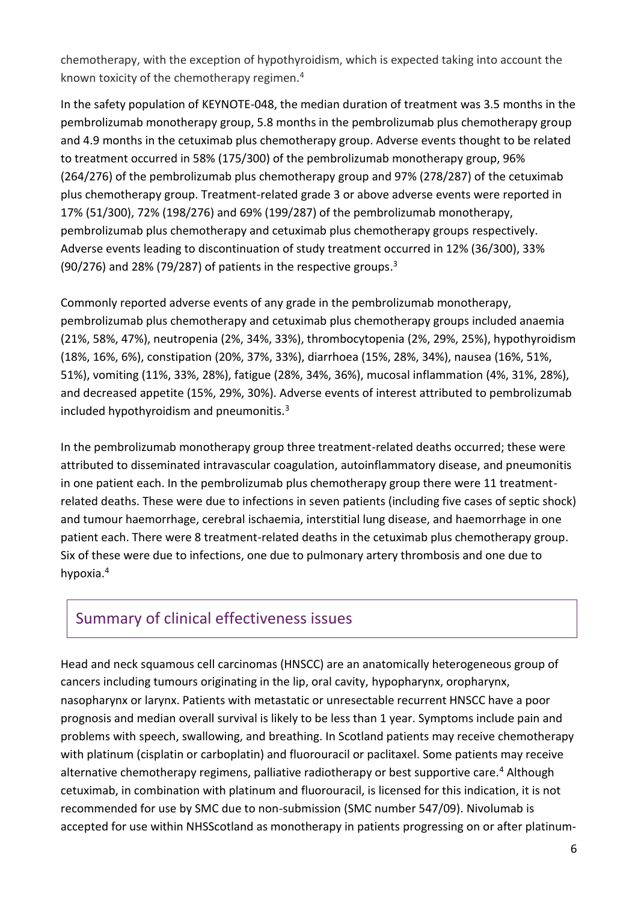chemotherapy, with the exception of hypothyroidism, which is expected taking into account the known toxicity of the chemotherapy regimen.[4]

In the safety population of KEYNOTE-048, the median duration of treatment was 3.5 months in the pembrolizumab monotherapy group, 5.8 months in the pembrolizumab plus chemotherapy group and 4.9 months in the cetuximab plus chemotherapy group. Adverse events thought to be related to treatment occurred in 58% (175/300) of the pembrolizumab monotherapy group, 96% (264/276) of the pembrolizumab plus chemotherapy group and 97% (278/287) of the cetuximab plus chemotherapy group. Treatment-related grade 3 or above adverse events were reported in 17% (51/300), 72% (198/276) and 69% (199/287) of the pembrolizumab monotherapy, pembrolizumab plus chemotherapy and cetuximab plus chemotherapy groups respectively. Adverse events leading to discontinuation of study treatment occurred in 12% (36/300), 33% (90/276) and 28% (79/287) of patients in the respective groups.[3]

Commonly reported adverse events of any grade in the pembrolizumab monotherapy, pembrolizumab plus chemotherapy and cetuximab plus chemotherapy groups included anaemia (21%, 58%, 47%), neutropenia (2%, 34%, 33%), thrombocytopenia (2%, 29%, 25%), hypothyroidism (18%, 16%, 6%), constipation (20%, 37%, 33%), diarrhoea (15%, 28%, 34%), nausea (16%, 51%, 51%), vomiting (11%, 33%, 28%), fatigue (28%, 34%, 36%), mucosal inflammation (4%, 31%, 28%), and decreased appetite (15%, 29%, 30%). Adverse events of interest attributed to pembrolizumab included hypothyroidism and pneumonitis.[3]

In the pembrolizumab monotherapy group three treatment-related deaths occurred; these were attributed to disseminated intravascular coagulation, autoinflammatory disease, and pneumonitis in one patient each. In the pembrolizumab plus chemotherapy group there were 11 treatment-related deaths. These were due to infections in seven patients (including five cases of septic shock) and tumour haemorrhage, cerebral ischaemia, interstitial lung disease, and haemorrhage in one patient each. There were 8 treatment-related deaths in the cetuximab plus chemotherapy group. Six of these were due to infections, one due to pulmonary artery thrombosis and one due to hypoxia.[4]

## Summary of clinical effectiveness issues

Head and neck squamous cell carcinomas (HNSCC) are an anatomically heterogeneous group of cancers including tumours originating in the lip, oral cavity, hypopharynx, oropharynx, nasopharynx or larynx. Patients with metastatic or unresectable recurrent HNSCC have a poor prognosis and median overall survival is likely to be less than 1 year. Symptoms include pain and problems with speech, swallowing, and breathing. In Scotland patients may receive chemotherapy with platinum (cisplatin or carboplatin) and fluorouracil or paclitaxel. Some patients may receive alternative chemotherapy regimens, palliative radiotherapy or best supportive care.[4] Although cetuximab, in combination with platinum and fluorouracil, is licensed for this indication, it is not recommended for use by SMC due to non-submission (SMC number 547/09). Nivolumab is accepted for use within NHSScotland as monotherapy in patients progressing on or after platinum-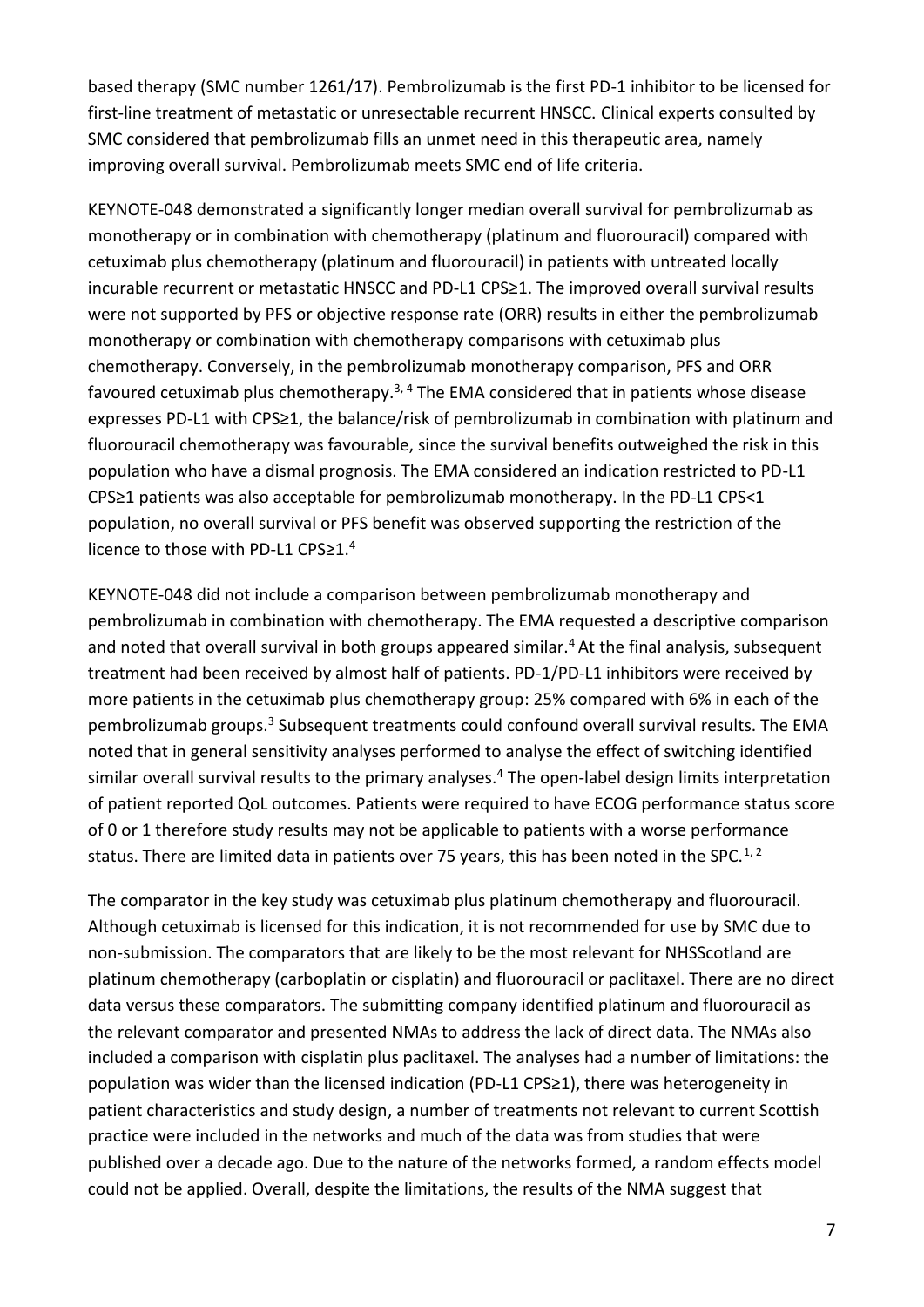based therapy (SMC number 1261/17). Pembrolizumab is the first PD-1 inhibitor to be licensed for first-line treatment of metastatic or unresectable recurrent HNSCC. Clinical experts consulted by SMC considered that pembrolizumab fills an unmet need in this therapeutic area, namely improving overall survival. Pembrolizumab meets SMC end of life criteria.

KEYNOTE-048 demonstrated a significantly longer median overall survival for pembrolizumab as monotherapy or in combination with chemotherapy (platinum and fluorouracil) compared with cetuximab plus chemotherapy (platinum and fluorouracil) in patients with untreated locally incurable recurrent or metastatic HNSCC and PD-L1 CPS≥1. The improved overall survival results were not supported by PFS or objective response rate (ORR) results in either the pembrolizumab monotherapy or combination with chemotherapy comparisons with cetuximab plus chemotherapy. Conversely, in the pembrolizumab monotherapy comparison, PFS and ORR favoured cetuximab plus chemotherapy.[3, 4] The EMA considered that in patients whose disease expresses PD-L1 with CPS≥1, the balance/risk of pembrolizumab in combination with platinum and fluorouracil chemotherapy was favourable, since the survival benefits outweighed the risk in this population who have a dismal prognosis. The EMA considered an indication restricted to PD-L1 CPS≥1 patients was also acceptable for pembrolizumab monotherapy. In the PD-L1 CPS<1 population, no overall survival or PFS benefit was observed supporting the restriction of the licence to those with PD-L1 CPS≥1.[4]

KEYNOTE-048 did not include a comparison between pembrolizumab monotherapy and pembrolizumab in combination with chemotherapy. The EMA requested a descriptive comparison and noted that overall survival in both groups appeared similar.[4] At the final analysis, subsequent treatment had been received by almost half of patients. PD-1/PD-L1 inhibitors were received by more patients in the cetuximab plus chemotherapy group: 25% compared with 6% in each of the pembrolizumab groups.[3] Subsequent treatments could confound overall survival results. The EMA noted that in general sensitivity analyses performed to analyse the effect of switching identified similar overall survival results to the primary analyses.[4] The open-label design limits interpretation of patient reported QoL outcomes. Patients were required to have ECOG performance status score of 0 or 1 therefore study results may not be applicable to patients with a worse performance status. There are limited data in patients over 75 years, this has been noted in the SPC.[1, 2]

The comparator in the key study was cetuximab plus platinum chemotherapy and fluorouracil. Although cetuximab is licensed for this indication, it is not recommended for use by SMC due to non-submission. The comparators that are likely to be the most relevant for NHSScotland are platinum chemotherapy (carboplatin or cisplatin) and fluorouracil or paclitaxel. There are no direct data versus these comparators. The submitting company identified platinum and fluorouracil as the relevant comparator and presented NMAs to address the lack of direct data. The NMAs also included a comparison with cisplatin plus paclitaxel. The analyses had a number of limitations: the population was wider than the licensed indication (PD-L1 CPS≥1), there was heterogeneity in patient characteristics and study design, a number of treatments not relevant to current Scottish practice were included in the networks and much of the data was from studies that were published over a decade ago. Due to the nature of the networks formed, a random effects model could not be applied. Overall, despite the limitations, the results of the NMA suggest that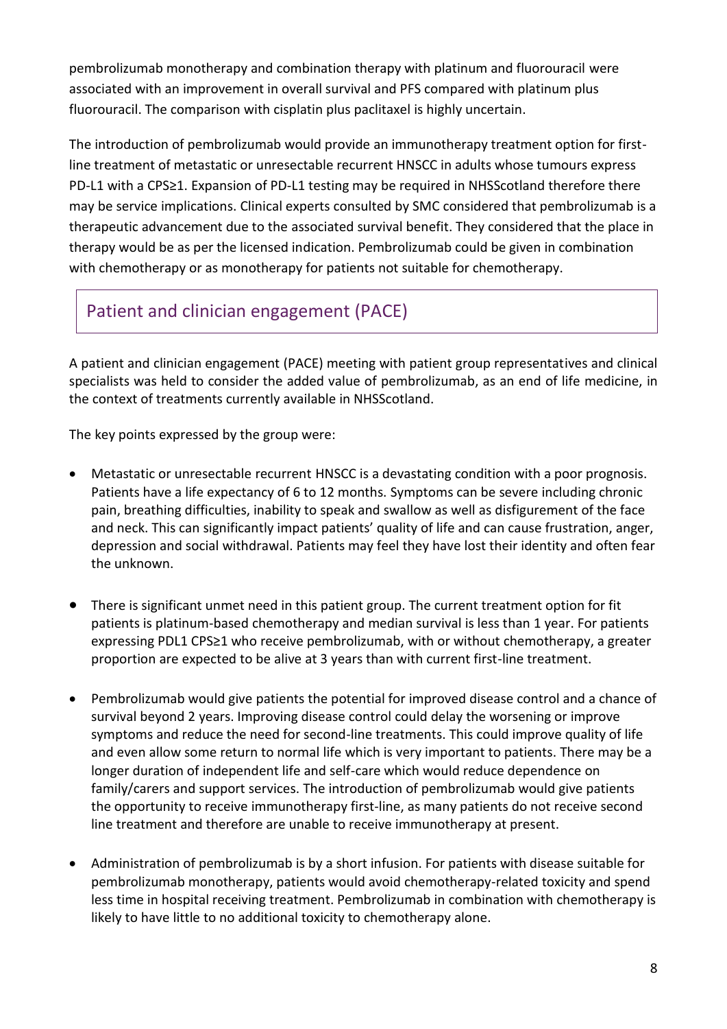pembrolizumab monotherapy and combination therapy with platinum and fluorouracil were associated with an improvement in overall survival and PFS compared with platinum plus fluorouracil. The comparison with cisplatin plus paclitaxel is highly uncertain.

The introduction of pembrolizumab would provide an immunotherapy treatment option for first-line treatment of metastatic or unresectable recurrent HNSCC in adults whose tumours express PD-L1 with a CPS≥1. Expansion of PD-L1 testing may be required in NHSScotland therefore there may be service implications. Clinical experts consulted by SMC considered that pembrolizumab is a therapeutic advancement due to the associated survival benefit. They considered that the place in therapy would be as per the licensed indication. Pembrolizumab could be given in combination with chemotherapy or as monotherapy for patients not suitable for chemotherapy.

## Patient and clinician engagement (PACE)

A patient and clinician engagement (PACE) meeting with patient group representatives and clinical specialists was held to consider the added value of pembrolizumab, as an end of life medicine, in the context of treatments currently available in NHSScotland.

The key points expressed by the group were:

- Metastatic or unresectable recurrent HNSCC is a devastating condition with a poor prognosis. Patients have a life expectancy of 6 to 12 months. Symptoms can be severe including chronic pain, breathing difficulties, inability to speak and swallow as well as disfigurement of the face and neck. This can significantly impact patients' quality of life and can cause frustration, anger, depression and social withdrawal. Patients may feel they have lost their identity and often fear the unknown.

- There is significant unmet need in this patient group. The current treatment option for fit patients is platinum-based chemotherapy and median survival is less than 1 year. For patients expressing PDL1 CPS≥1 who receive pembrolizumab, with or without chemotherapy, a greater proportion are expected to be alive at 3 years than with current first-line treatment.

- Pembrolizumab would give patients the potential for improved disease control and a chance of survival beyond 2 years. Improving disease control could delay the worsening or improve symptoms and reduce the need for second-line treatments. This could improve quality of life and even allow some return to normal life which is very important to patients. There may be a longer duration of independent life and self-care which would reduce dependence on family/carers and support services. The introduction of pembrolizumab would give patients the opportunity to receive immunotherapy first-line, as many patients do not receive second line treatment and therefore are unable to receive immunotherapy at present.

- Administration of pembrolizumab is by a short infusion. For patients with disease suitable for pembrolizumab monotherapy, patients would avoid chemotherapy-related toxicity and spend less time in hospital receiving treatment. Pembrolizumab in combination with chemotherapy is likely to have little to no additional toxicity to chemotherapy alone.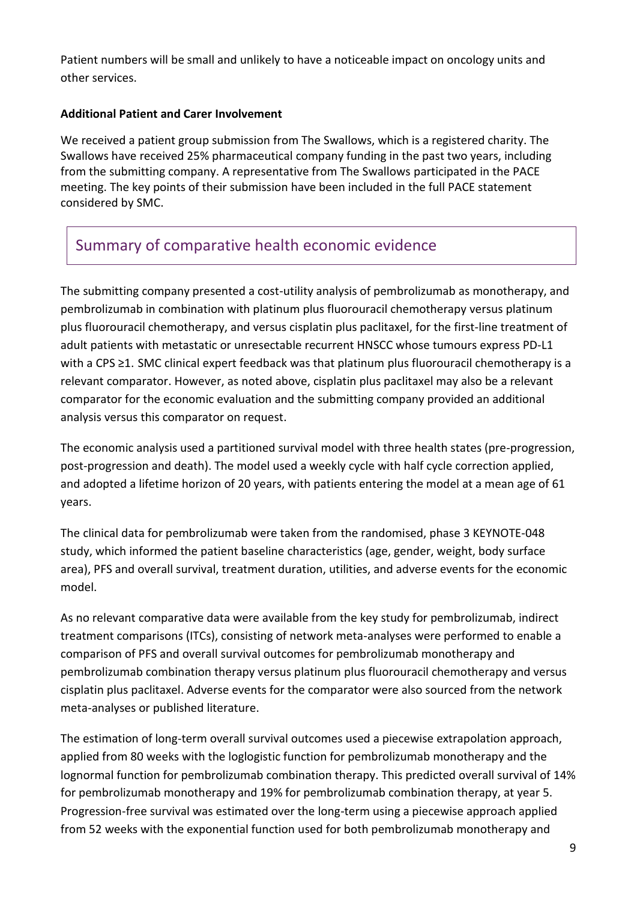Patient numbers will be small and unlikely to have a noticeable impact on oncology units and other services.

**Additional Patient and Carer Involvement**

We received a patient group submission from The Swallows, which is a registered charity. The Swallows have received 25% pharmaceutical company funding in the past two years, including from the submitting company. A representative from The Swallows participated in the PACE meeting. The key points of their submission have been included in the full PACE statement considered by SMC.

## Summary of comparative health economic evidence

The submitting company presented a cost-utility analysis of pembrolizumab as monotherapy, and pembrolizumab in combination with platinum plus fluorouracil chemotherapy versus platinum plus fluorouracil chemotherapy, and versus cisplatin plus paclitaxel, for the first-line treatment of adult patients with metastatic or unresectable recurrent HNSCC whose tumours express PD-L1 with a CPS ≥1. SMC clinical expert feedback was that platinum plus fluorouracil chemotherapy is a relevant comparator. However, as noted above, cisplatin plus paclitaxel may also be a relevant comparator for the economic evaluation and the submitting company provided an additional analysis versus this comparator on request.

The economic analysis used a partitioned survival model with three health states (pre-progression, post-progression and death). The model used a weekly cycle with half cycle correction applied, and adopted a lifetime horizon of 20 years, with patients entering the model at a mean age of 61 years.

The clinical data for pembrolizumab were taken from the randomised, phase 3 KEYNOTE-048 study, which informed the patient baseline characteristics (age, gender, weight, body surface area), PFS and overall survival, treatment duration, utilities, and adverse events for the economic model.

As no relevant comparative data were available from the key study for pembrolizumab, indirect treatment comparisons (ITCs), consisting of network meta-analyses were performed to enable a comparison of PFS and overall survival outcomes for pembrolizumab monotherapy and pembrolizumab combination therapy versus platinum plus fluorouracil chemotherapy and versus cisplatin plus paclitaxel. Adverse events for the comparator were also sourced from the network meta-analyses or published literature.

The estimation of long-term overall survival outcomes used a piecewise extrapolation approach, applied from 80 weeks with the loglogistic function for pembrolizumab monotherapy and the lognormal function for pembrolizumab combination therapy. This predicted overall survival of 14% for pembrolizumab monotherapy and 19% for pembrolizumab combination therapy, at year 5. Progression-free survival was estimated over the long-term using a piecewise approach applied from 52 weeks with the exponential function used for both pembrolizumab monotherapy and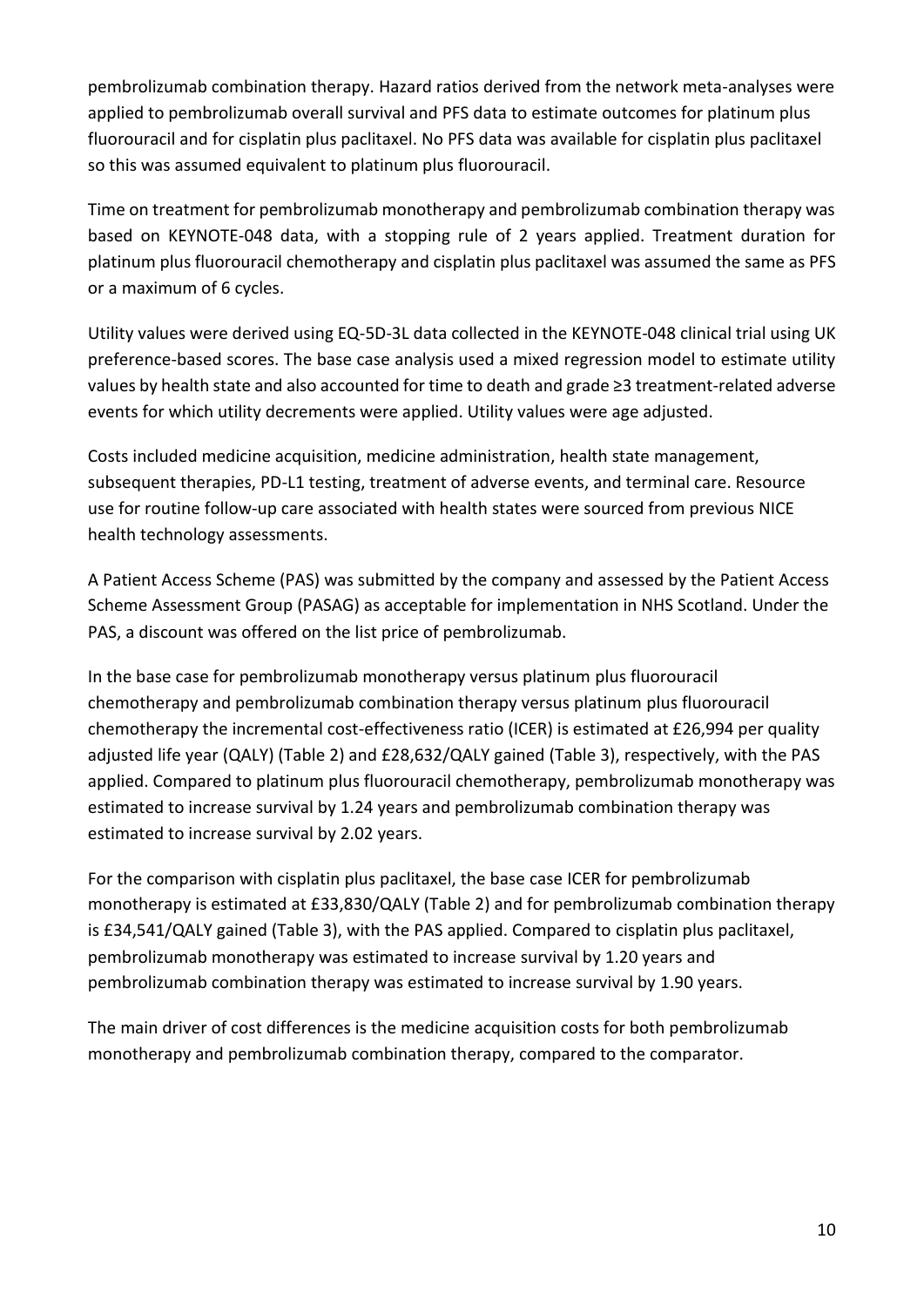pembrolizumab combination therapy. Hazard ratios derived from the network meta-analyses were applied to pembrolizumab overall survival and PFS data to estimate outcomes for platinum plus fluorouracil and for cisplatin plus paclitaxel. No PFS data was available for cisplatin plus paclitaxel so this was assumed equivalent to platinum plus fluorouracil.

Time on treatment for pembrolizumab monotherapy and pembrolizumab combination therapy was based on KEYNOTE-048 data, with a stopping rule of 2 years applied. Treatment duration for platinum plus fluorouracil chemotherapy and cisplatin plus paclitaxel was assumed the same as PFS or a maximum of 6 cycles.

Utility values were derived using EQ-5D-3L data collected in the KEYNOTE-048 clinical trial using UK preference-based scores. The base case analysis used a mixed regression model to estimate utility values by health state and also accounted for time to death and grade ≥3 treatment-related adverse events for which utility decrements were applied. Utility values were age adjusted.

Costs included medicine acquisition, medicine administration, health state management, subsequent therapies, PD-L1 testing, treatment of adverse events, and terminal care. Resource use for routine follow-up care associated with health states were sourced from previous NICE health technology assessments.

A Patient Access Scheme (PAS) was submitted by the company and assessed by the Patient Access Scheme Assessment Group (PASAG) as acceptable for implementation in NHS Scotland. Under the PAS, a discount was offered on the list price of pembrolizumab.

In the base case for pembrolizumab monotherapy versus platinum plus fluorouracil chemotherapy and pembrolizumab combination therapy versus platinum plus fluorouracil chemotherapy the incremental cost-effectiveness ratio (ICER) is estimated at £26,994 per quality adjusted life year (QALY) (Table 2) and £28,632/QALY gained (Table 3), respectively, with the PAS applied. Compared to platinum plus fluorouracil chemotherapy, pembrolizumab monotherapy was estimated to increase survival by 1.24 years and pembrolizumab combination therapy was estimated to increase survival by 2.02 years.

For the comparison with cisplatin plus paclitaxel, the base case ICER for pembrolizumab monotherapy is estimated at £33,830/QALY (Table 2) and for pembrolizumab combination therapy is £34,541/QALY gained (Table 3), with the PAS applied. Compared to cisplatin plus paclitaxel, pembrolizumab monotherapy was estimated to increase survival by 1.20 years and pembrolizumab combination therapy was estimated to increase survival by 1.90 years.

The main driver of cost differences is the medicine acquisition costs for both pembrolizumab monotherapy and pembrolizumab combination therapy, compared to the comparator.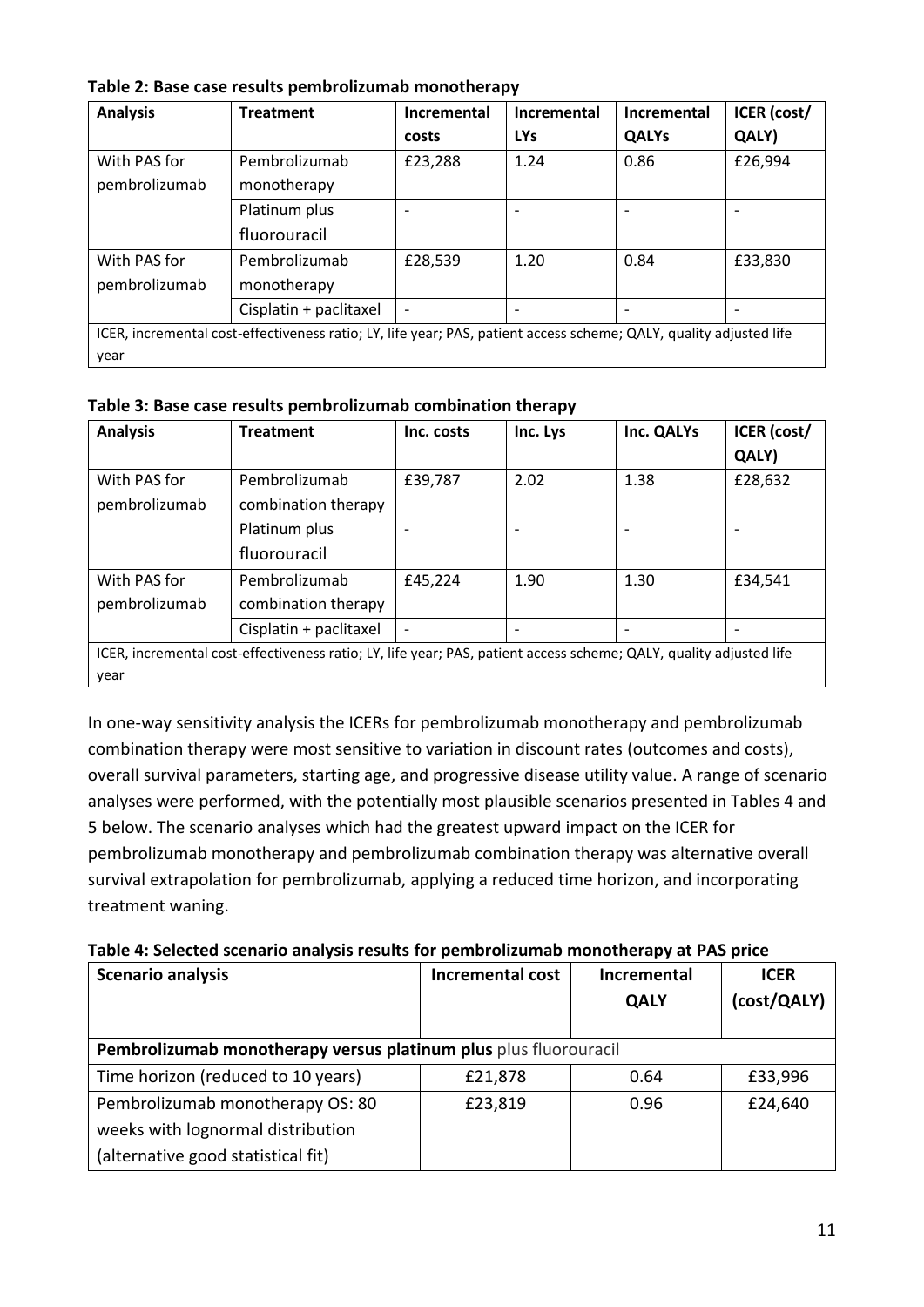**Table 2: Base case results pembrolizumab monotherapy**

| Analysis | Treatment | Incremental costs | Incremental LYs | Incremental QALYs | ICER (cost/ QALY) |
|---|---|---|---|---|---|
| With PAS for pembrolizumab | Pembrolizumab monotherapy | £23,288 | 1.24 | 0.86 | £26,994 |
| | Platinum plus fluorouracil | - | - | - | - |
| With PAS for pembrolizumab | Pembrolizumab monotherapy | £28,539 | 1.20 | 0.84 | £33,830 |
| | Cisplatin + paclitaxel | - | - | - | - |
| ICER, incremental cost-effectiveness ratio; LY, life year; PAS, patient access scheme; QALY, quality adjusted life year | | | | | |

**Table 3: Base case results pembrolizumab combination therapy**

| Analysis | Treatment | Inc. costs | Inc. Lys | Inc. QALYs | ICER (cost/ QALY) |
|---|---|---|---|---|---|
| With PAS for pembrolizumab | Pembrolizumab combination therapy | £39,787 | 2.02 | 1.38 | £28,632 |
| | Platinum plus fluorouracil | - | - | - | - |
| With PAS for pembrolizumab | Pembrolizumab combination therapy | £45,224 | 1.90 | 1.30 | £34,541 |
| | Cisplatin + paclitaxel | - | - | - | - |
| ICER, incremental cost-effectiveness ratio; LY, life year; PAS, patient access scheme; QALY, quality adjusted life year | | | | | |

In one-way sensitivity analysis the ICERs for pembrolizumab monotherapy and pembrolizumab combination therapy were most sensitive to variation in discount rates (outcomes and costs), overall survival parameters, starting age, and progressive disease utility value. A range of scenario analyses were performed, with the potentially most plausible scenarios presented in Tables 4 and 5 below. The scenario analyses which had the greatest upward impact on the ICER for pembrolizumab monotherapy and pembrolizumab combination therapy was alternative overall survival extrapolation for pembrolizumab, applying a reduced time horizon, and incorporating treatment waning.

**Table 4: Selected scenario analysis results for pembrolizumab monotherapy at PAS price**

| Scenario analysis | Incremental cost | Incremental QALY | ICER (cost/QALY) |
|---|---|---|---|
| **Pembrolizumab monotherapy versus platinum plus** plus fluorouracil | | | |
| Time horizon (reduced to 10 years) | £21,878 | 0.64 | £33,996 |
| Pembrolizumab monotherapy OS: 80 weeks with lognormal distribution (alternative good statistical fit) | £23,819 | 0.96 | £24,640 |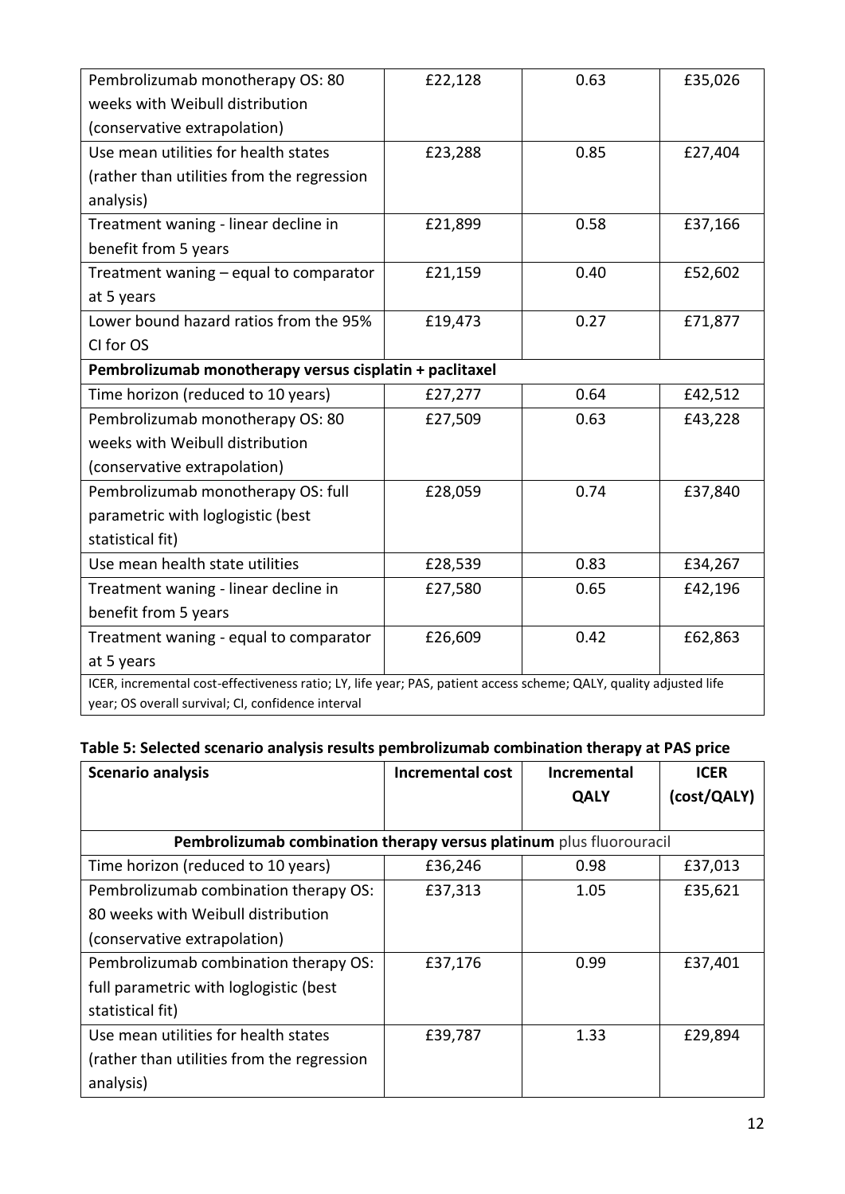| | | | |
|---|---|---|---|
| Pembrolizumab monotherapy OS: 80 weeks with Weibull distribution (conservative extrapolation) | £22,128 | 0.63 | £35,026 |
| Use mean utilities for health states (rather than utilities from the regression analysis) | £23,288 | 0.85 | £27,404 |
| Treatment waning - linear decline in benefit from 5 years | £21,899 | 0.58 | £37,166 |
| Treatment waning – equal to comparator at 5 years | £21,159 | 0.40 | £52,602 |
| Lower bound hazard ratios from the 95% CI for OS | £19,473 | 0.27 | £71,877 |
| **Pembrolizumab monotherapy versus cisplatin + paclitaxel** | | | |
| Time horizon (reduced to 10 years) | £27,277 | 0.64 | £42,512 |
| Pembrolizumab monotherapy OS: 80 weeks with Weibull distribution (conservative extrapolation) | £27,509 | 0.63 | £43,228 |
| Pembrolizumab monotherapy OS: full parametric with loglogistic (best statistical fit) | £28,059 | 0.74 | £37,840 |
| Use mean health state utilities | £28,539 | 0.83 | £34,267 |
| Treatment waning - linear decline in benefit from 5 years | £27,580 | 0.65 | £42,196 |
| Treatment waning - equal to comparator at 5 years | £26,609 | 0.42 | £62,863 |
| ICER, incremental cost-effectiveness ratio; LY, life year; PAS, patient access scheme; QALY, quality adjusted life year; OS overall survival; CI, confidence interval | | | |

**Table 5: Selected scenario analysis results pembrolizumab combination therapy at PAS price**

| Scenario analysis | Incremental cost | Incremental QALY | ICER (cost/QALY) |
|---|---|---|---|
| **Pembrolizumab combination therapy versus platinum** plus fluorouracil | | | |
| Time horizon (reduced to 10 years) | £36,246 | 0.98 | £37,013 |
| Pembrolizumab combination therapy OS: 80 weeks with Weibull distribution (conservative extrapolation) | £37,313 | 1.05 | £35,621 |
| Pembrolizumab combination therapy OS: full parametric with loglogistic (best statistical fit) | £37,176 | 0.99 | £37,401 |
| Use mean utilities for health states (rather than utilities from the regression analysis) | £39,787 | 1.33 | £29,894 |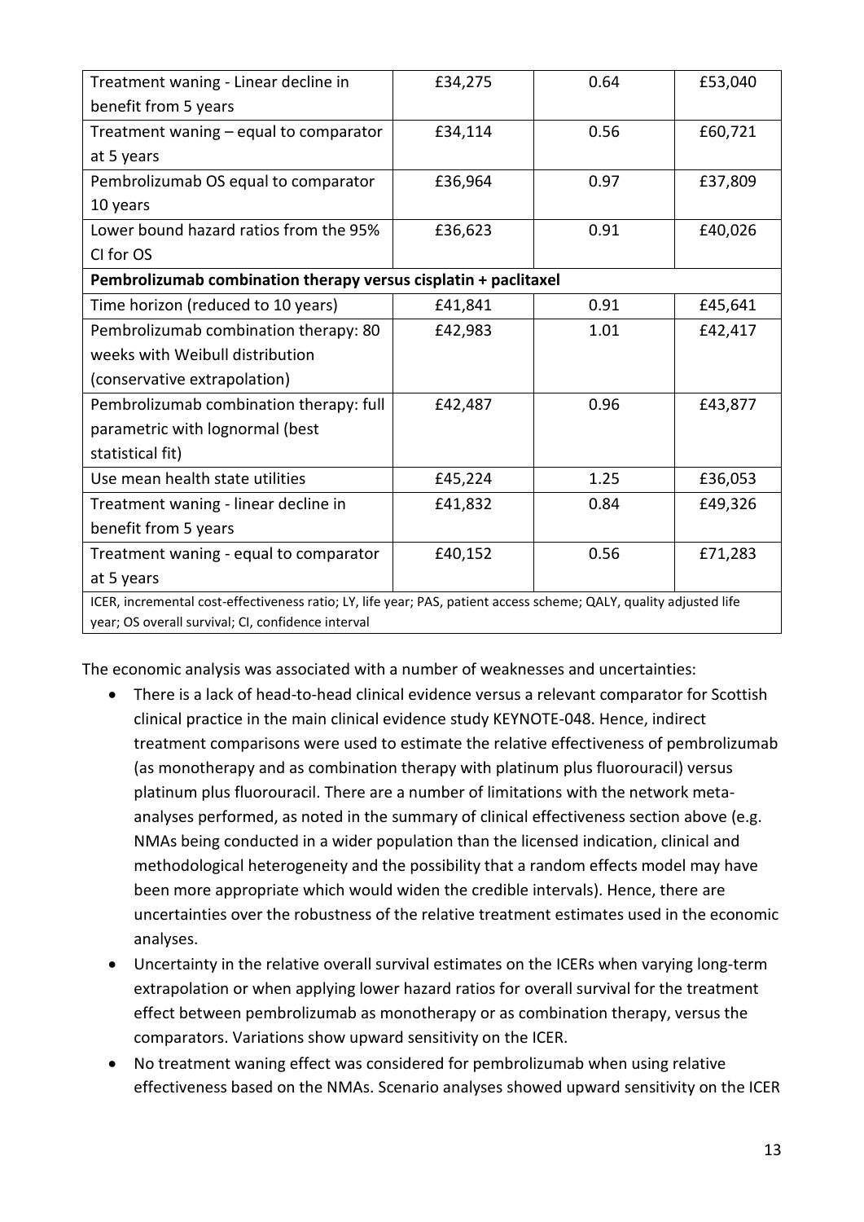| | | | |
|---|---|---|---|
| Treatment waning - Linear decline in benefit from 5 years | £34,275 | 0.64 | £53,040 |
| Treatment waning – equal to comparator at 5 years | £34,114 | 0.56 | £60,721 |
| Pembrolizumab OS equal to comparator 10 years | £36,964 | 0.97 | £37,809 |
| Lower bound hazard ratios from the 95% CI for OS | £36,623 | 0.91 | £40,026 |
| **Pembrolizumab combination therapy versus cisplatin + paclitaxel** | | | |
| Time horizon (reduced to 10 years) | £41,841 | 0.91 | £45,641 |
| Pembrolizumab combination therapy: 80 weeks with Weibull distribution (conservative extrapolation) | £42,983 | 1.01 | £42,417 |
| Pembrolizumab combination therapy: full parametric with lognormal (best statistical fit) | £42,487 | 0.96 | £43,877 |
| Use mean health state utilities | £45,224 | 1.25 | £36,053 |
| Treatment waning - linear decline in benefit from 5 years | £41,832 | 0.84 | £49,326 |
| Treatment waning - equal to comparator at 5 years | £40,152 | 0.56 | £71,283 |

ICER, incremental cost-effectiveness ratio; LY, life year; PAS, patient access scheme; QALY, quality adjusted life year; OS overall survival; CI, confidence interval

The economic analysis was associated with a number of weaknesses and uncertainties:

- There is a lack of head-to-head clinical evidence versus a relevant comparator for Scottish clinical practice in the main clinical evidence study KEYNOTE-048. Hence, indirect treatment comparisons were used to estimate the relative effectiveness of pembrolizumab (as monotherapy and as combination therapy with platinum plus fluorouracil) versus platinum plus fluorouracil. There are a number of limitations with the network meta-analyses performed, as noted in the summary of clinical effectiveness section above (e.g. NMAs being conducted in a wider population than the licensed indication, clinical and methodological heterogeneity and the possibility that a random effects model may have been more appropriate which would widen the credible intervals). Hence, there are uncertainties over the robustness of the relative treatment estimates used in the economic analyses.
- Uncertainty in the relative overall survival estimates on the ICERs when varying long-term extrapolation or when applying lower hazard ratios for overall survival for the treatment effect between pembrolizumab as monotherapy or as combination therapy, versus the comparators. Variations show upward sensitivity on the ICER.
- No treatment waning effect was considered for pembrolizumab when using relative effectiveness based on the NMAs. Scenario analyses showed upward sensitivity on the ICER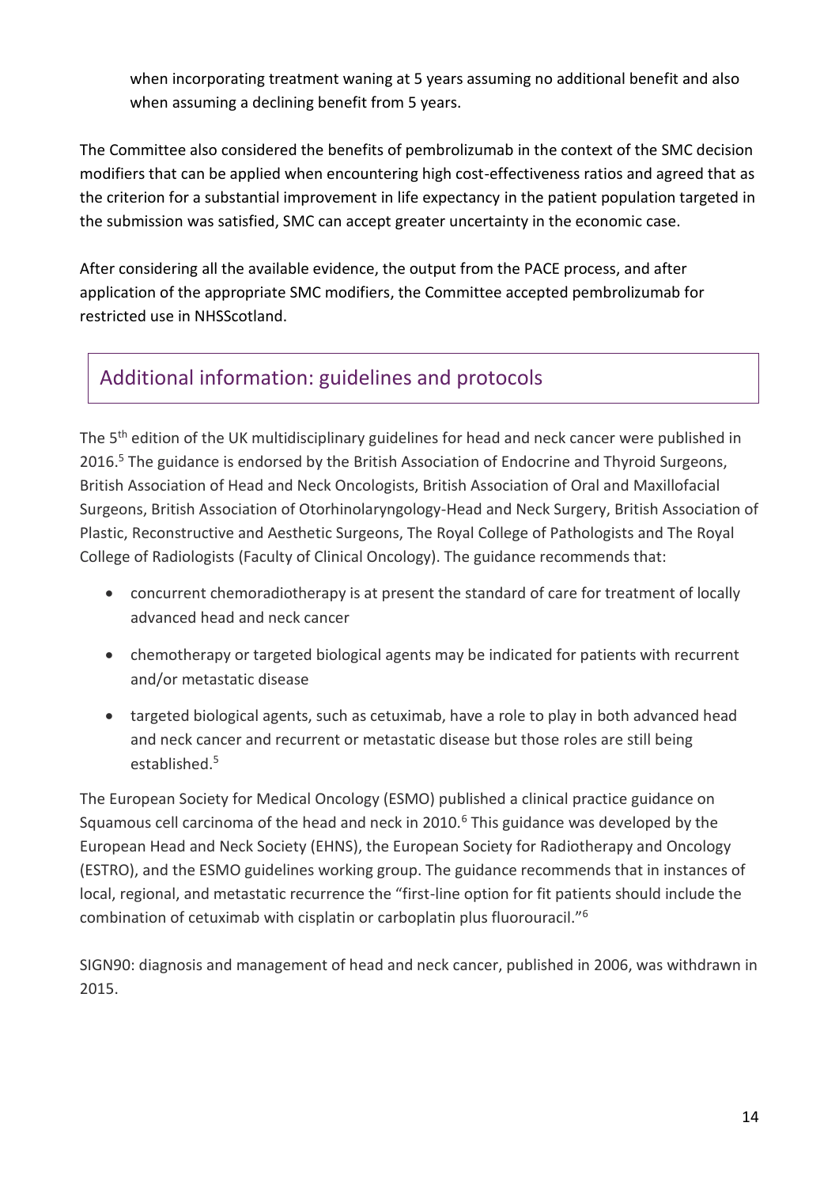when incorporating treatment waning at 5 years assuming no additional benefit and also when assuming a declining benefit from 5 years.

The Committee also considered the benefits of pembrolizumab in the context of the SMC decision modifiers that can be applied when encountering high cost-effectiveness ratios and agreed that as the criterion for a substantial improvement in life expectancy in the patient population targeted in the submission was satisfied, SMC can accept greater uncertainty in the economic case.

After considering all the available evidence, the output from the PACE process, and after application of the appropriate SMC modifiers, the Committee accepted pembrolizumab for restricted use in NHSScotland.

## Additional information: guidelines and protocols

The 5th edition of the UK multidisciplinary guidelines for head and neck cancer were published in 2016.[5] The guidance is endorsed by the British Association of Endocrine and Thyroid Surgeons, British Association of Head and Neck Oncologists, British Association of Oral and Maxillofacial Surgeons, British Association of Otorhinolaryngology-Head and Neck Surgery, British Association of Plastic, Reconstructive and Aesthetic Surgeons, The Royal College of Pathologists and The Royal College of Radiologists (Faculty of Clinical Oncology). The guidance recommends that:

- concurrent chemoradiotherapy is at present the standard of care for treatment of locally advanced head and neck cancer
- chemotherapy or targeted biological agents may be indicated for patients with recurrent and/or metastatic disease
- targeted biological agents, such as cetuximab, have a role to play in both advanced head and neck cancer and recurrent or metastatic disease but those roles are still being established.[5]

The European Society for Medical Oncology (ESMO) published a clinical practice guidance on Squamous cell carcinoma of the head and neck in 2010.[6] This guidance was developed by the European Head and Neck Society (EHNS), the European Society for Radiotherapy and Oncology (ESTRO), and the ESMO guidelines working group. The guidance recommends that in instances of local, regional, and metastatic recurrence the "first-line option for fit patients should include the combination of cetuximab with cisplatin or carboplatin plus fluorouracil."[6]

SIGN90: diagnosis and management of head and neck cancer, published in 2006, was withdrawn in 2015.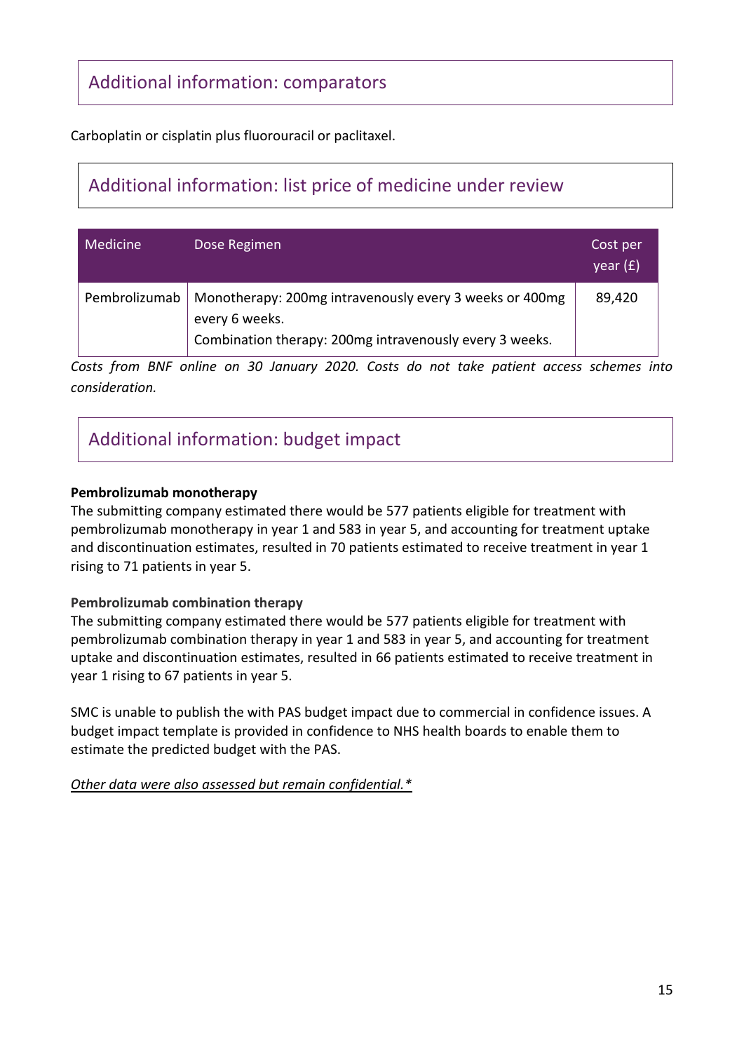## Additional information: comparators

Carboplatin or cisplatin plus fluorouracil or paclitaxel.

## Additional information: list price of medicine under review

| Medicine | Dose Regimen | Cost per year (£) |
|---|---|---|
| Pembrolizumab | Monotherapy: 200mg intravenously every 3 weeks or 400mg every 6 weeks.<br>Combination therapy: 200mg intravenously every 3 weeks. | 89,420 |

*Costs from BNF online on 30 January 2020. Costs do not take patient access schemes into consideration.*

## Additional information: budget impact

**Pembrolizumab monotherapy**
The submitting company estimated there would be 577 patients eligible for treatment with pembrolizumab monotherapy in year 1 and 583 in year 5, and accounting for treatment uptake and discontinuation estimates, resulted in 70 patients estimated to receive treatment in year 1 rising to 71 patients in year 5.

**Pembrolizumab combination therapy**
The submitting company estimated there would be 577 patients eligible for treatment with pembrolizumab combination therapy in year 1 and 583 in year 5, and accounting for treatment uptake and discontinuation estimates, resulted in 66 patients estimated to receive treatment in year 1 rising to 67 patients in year 5.

SMC is unable to publish the with PAS budget impact due to commercial in confidence issues. A budget impact template is provided in confidence to NHS health boards to enable them to estimate the predicted budget with the PAS.

*Other data were also assessed but remain confidential.**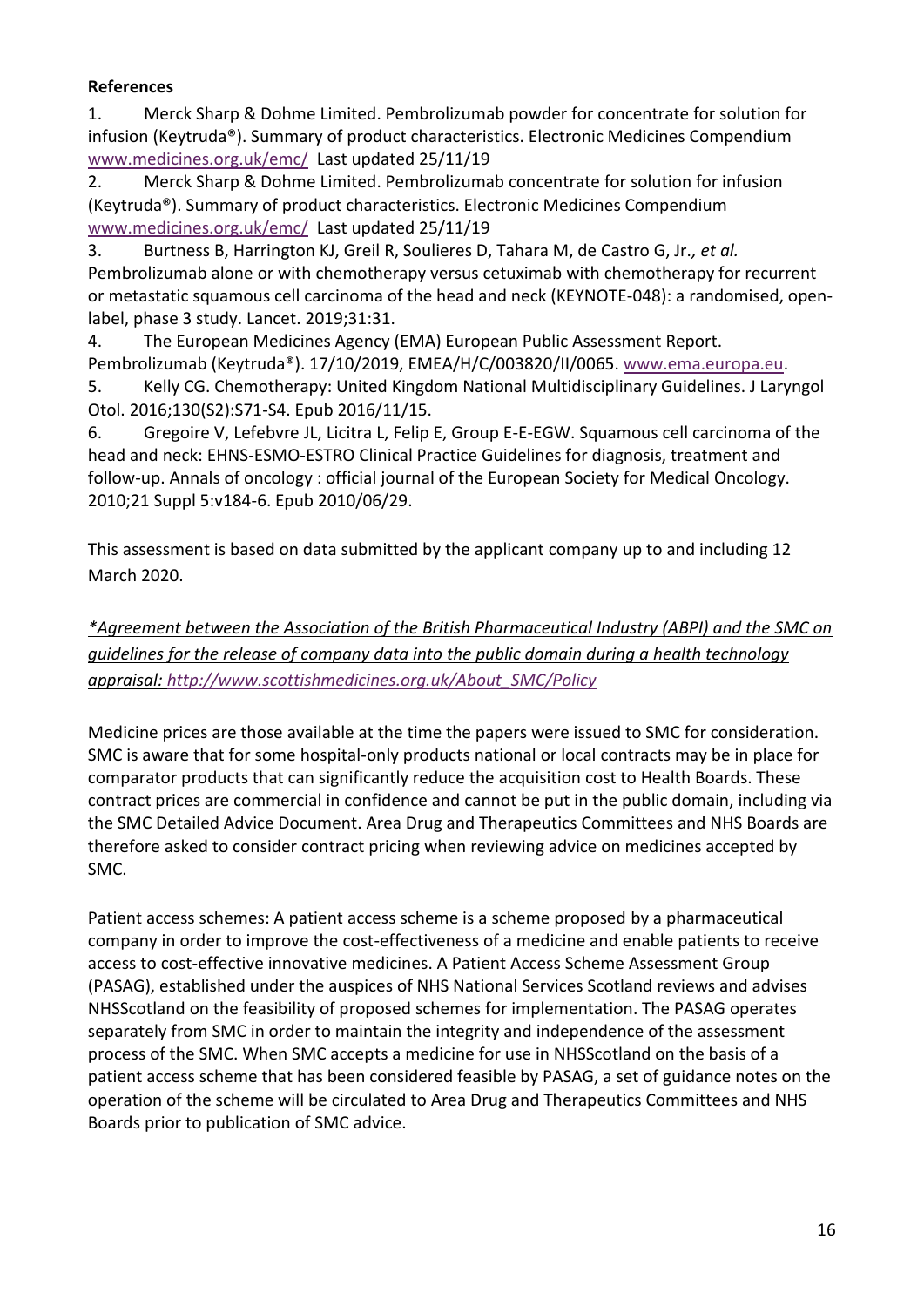**References**

1. Merck Sharp & Dohme Limited. Pembrolizumab powder for concentrate for solution for infusion (Keytruda®). Summary of product characteristics. Electronic Medicines Compendium www.medicines.org.uk/emc/ Last updated 25/11/19
2. Merck Sharp & Dohme Limited. Pembrolizumab concentrate for solution for infusion (Keytruda®). Summary of product characteristics. Electronic Medicines Compendium www.medicines.org.uk/emc/ Last updated 25/11/19
3. Burtness B, Harrington KJ, Greil R, Soulieres D, Tahara M, de Castro G, Jr.*, et al.* Pembrolizumab alone or with chemotherapy versus cetuximab with chemotherapy for recurrent or metastatic squamous cell carcinoma of the head and neck (KEYNOTE-048): a randomised, open-label, phase 3 study. Lancet. 2019;31:31.
4. The European Medicines Agency (EMA) European Public Assessment Report. Pembrolizumab (Keytruda®). 17/10/2019, EMEA/H/C/003820/II/0065. www.ema.europa.eu.
5. Kelly CG. Chemotherapy: United Kingdom National Multidisciplinary Guidelines. J Laryngol Otol. 2016;130(S2):S71-S4. Epub 2016/11/15.
6. Gregoire V, Lefebvre JL, Licitra L, Felip E, Group E-E-EGW. Squamous cell carcinoma of the head and neck: EHNS-ESMO-ESTRO Clinical Practice Guidelines for diagnosis, treatment and follow-up. Annals of oncology : official journal of the European Society for Medical Oncology. 2010;21 Suppl 5:v184-6. Epub 2010/06/29.

This assessment is based on data submitted by the applicant company up to and including 12 March 2020.

*\*Agreement between the Association of the British Pharmaceutical Industry (ABPI) and the SMC on guidelines for the release of company data into the public domain during a health technology appraisal: http://www.scottishmedicines.org.uk/About_SMC/Policy*

Medicine prices are those available at the time the papers were issued to SMC for consideration. SMC is aware that for some hospital-only products national or local contracts may be in place for comparator products that can significantly reduce the acquisition cost to Health Boards. These contract prices are commercial in confidence and cannot be put in the public domain, including via the SMC Detailed Advice Document. Area Drug and Therapeutics Committees and NHS Boards are therefore asked to consider contract pricing when reviewing advice on medicines accepted by SMC.

Patient access schemes: A patient access scheme is a scheme proposed by a pharmaceutical company in order to improve the cost-effectiveness of a medicine and enable patients to receive access to cost-effective innovative medicines. A Patient Access Scheme Assessment Group (PASAG), established under the auspices of NHS National Services Scotland reviews and advises NHSScotland on the feasibility of proposed schemes for implementation. The PASAG operates separately from SMC in order to maintain the integrity and independence of the assessment process of the SMC. When SMC accepts a medicine for use in NHSScotland on the basis of a patient access scheme that has been considered feasible by PASAG, a set of guidance notes on the operation of the scheme will be circulated to Area Drug and Therapeutics Committees and NHS Boards prior to publication of SMC advice.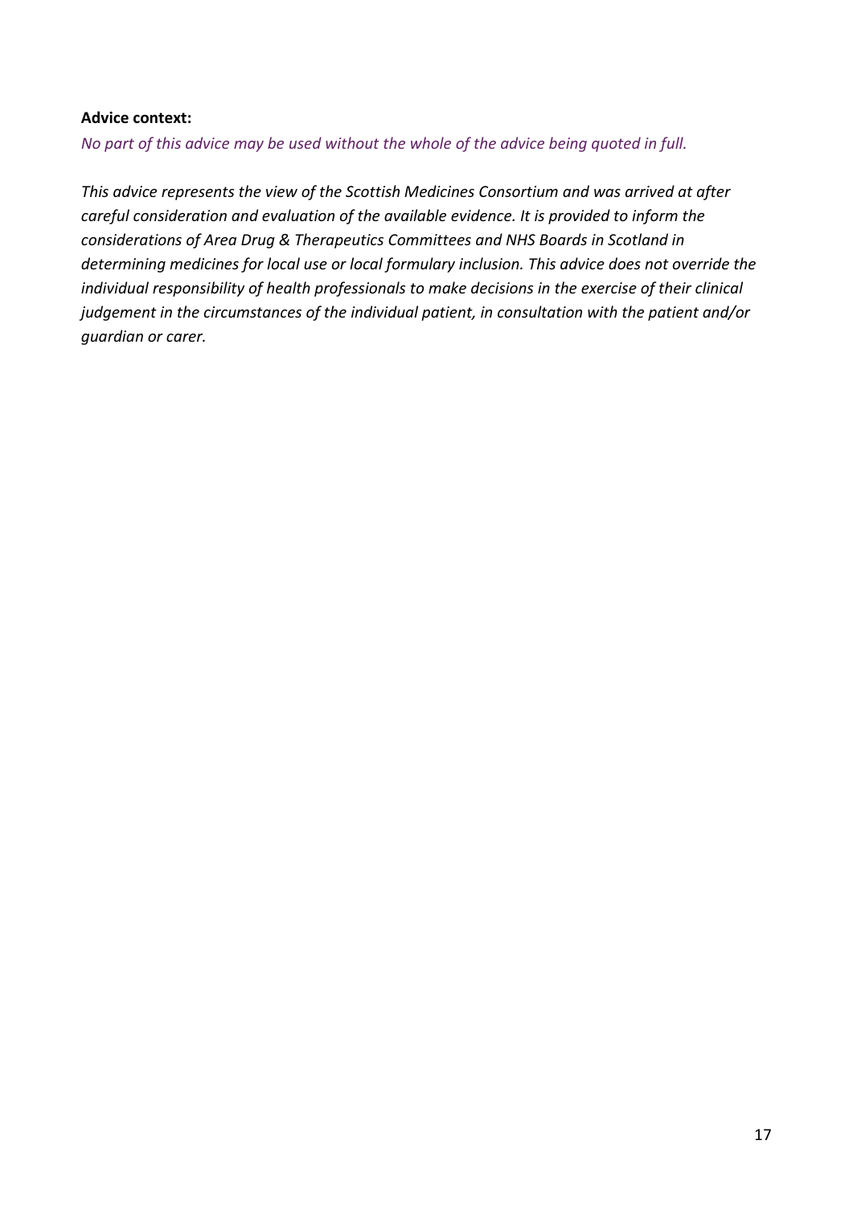**Advice context:**

*No part of this advice may be used without the whole of the advice being quoted in full.*

*This advice represents the view of the Scottish Medicines Consortium and was arrived at after careful consideration and evaluation of the available evidence. It is provided to inform the considerations of Area Drug & Therapeutics Committees and NHS Boards in Scotland in determining medicines for local use or local formulary inclusion. This advice does not override the individual responsibility of health professionals to make decisions in the exercise of their clinical judgement in the circumstances of the individual patient, in consultation with the patient and/or guardian or carer.*